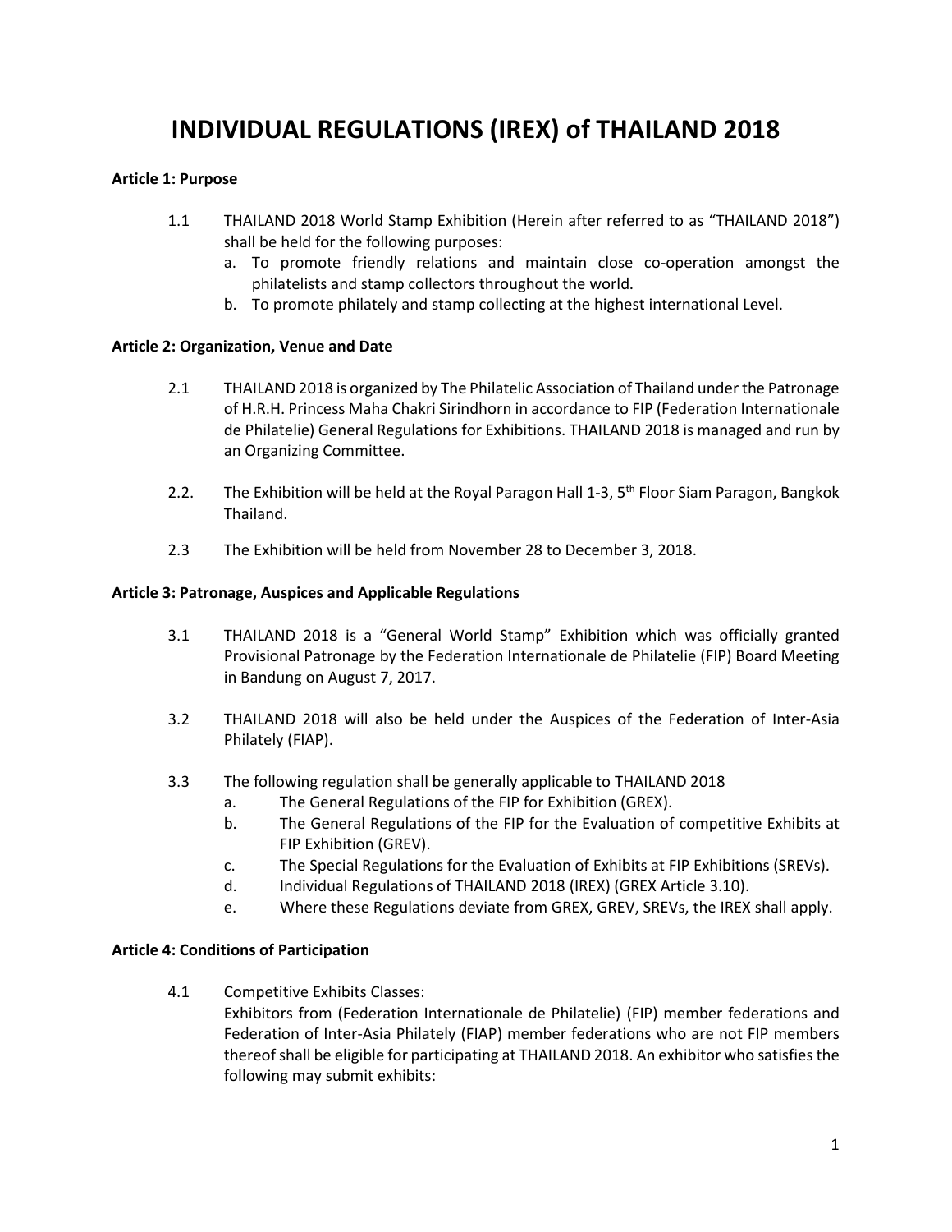# INDIVIDUAL REGULATIONS (IREX) of THAILAND 2018

**Article 1: Purpose**

1.1 THAILAND 2018 World Stamp Exhibition (Herein after referred to as "THAILAND 2018") shall be held for the following purposes:

a. To promote friendly relations and maintain close co-operation amongst the philatelists and stamp collectors throughout the world.
b. To promote philately and stamp collecting at the highest international Level.

**Article 2: Organization, Venue and Date**

2.1 THAILAND 2018 is organized by The Philatelic Association of Thailand under the Patronage of H.R.H. Princess Maha Chakri Sirindhorn in accordance to FIP (Federation Internationale de Philatelie) General Regulations for Exhibitions. THAILAND 2018 is managed and run by an Organizing Committee.

2.2. The Exhibition will be held at the Royal Paragon Hall 1-3, 5th Floor Siam Paragon, Bangkok Thailand.

2.3 The Exhibition will be held from November 28 to December 3, 2018.

**Article 3: Patronage, Auspices and Applicable Regulations**

3.1 THAILAND 2018 is a "General World Stamp" Exhibition which was officially granted Provisional Patronage by the Federation Internationale de Philatelie (FIP) Board Meeting in Bandung on August 7, 2017.

3.2 THAILAND 2018 will also be held under the Auspices of the Federation of Inter-Asia Philately (FIAP).

3.3 The following regulation shall be generally applicable to THAILAND 2018

a. The General Regulations of the FIP for Exhibition (GREX).
b. The General Regulations of the FIP for the Evaluation of competitive Exhibits at FIP Exhibition (GREV).
c. The Special Regulations for the Evaluation of Exhibits at FIP Exhibitions (SREVs).
d. Individual Regulations of THAILAND 2018 (IREX) (GREX Article 3.10).
e. Where these Regulations deviate from GREX, GREV, SREVs, the IREX shall apply.

**Article 4: Conditions of Participation**

4.1 Competitive Exhibits Classes:
Exhibitors from (Federation Internationale de Philatelie) (FIP) member federations and Federation of Inter-Asia Philately (FIAP) member federations who are not FIP members thereof shall be eligible for participating at THAILAND 2018. An exhibitor who satisfies the following may submit exhibits: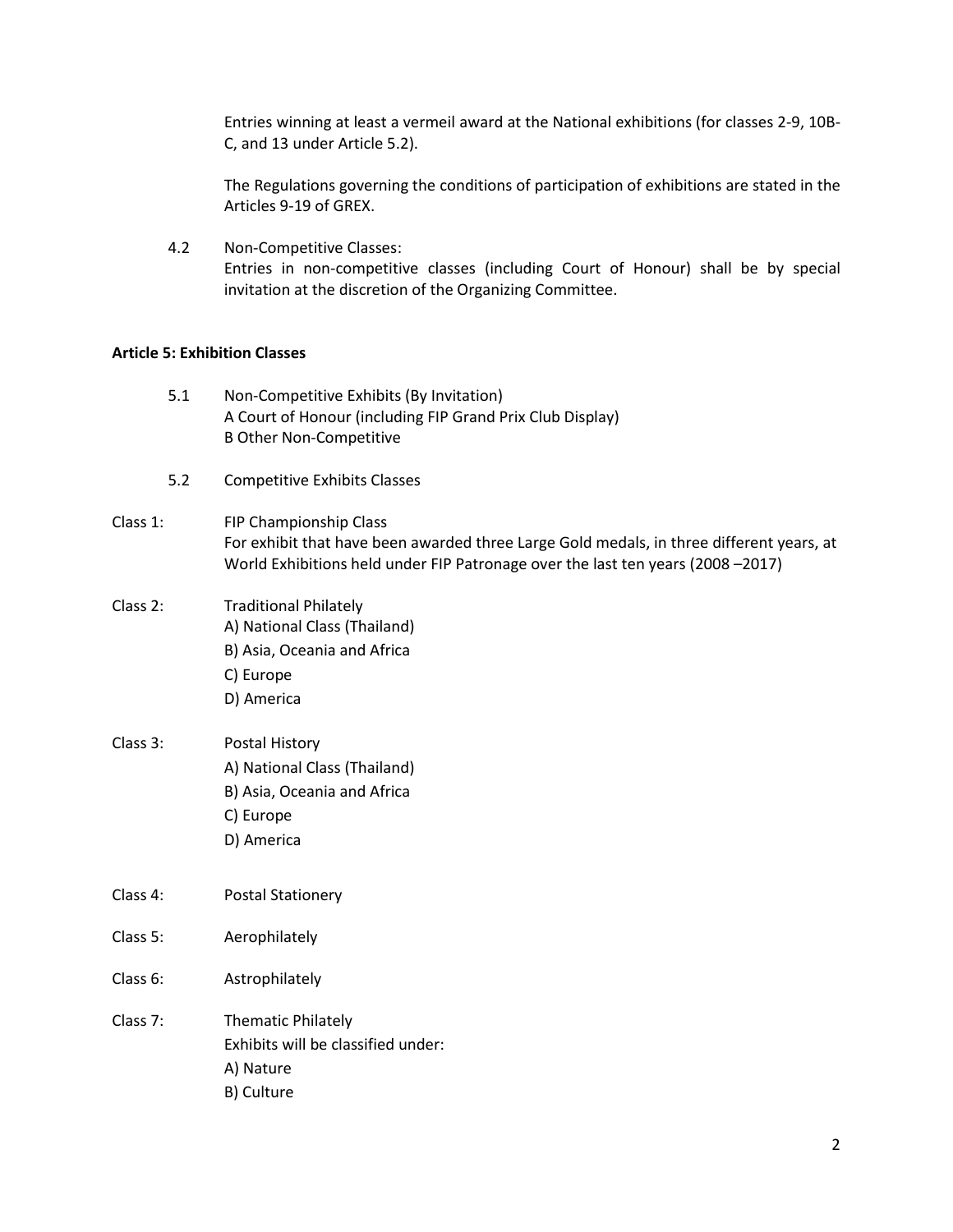Entries winning at least a vermeil award at the National exhibitions (for classes 2-9, 10B-C, and 13 under Article 5.2).

The Regulations governing the conditions of participation of exhibitions are stated in the Articles 9-19 of GREX.

4.2 Non-Competitive Classes:
Entries in non-competitive classes (including Court of Honour) shall be by special invitation at the discretion of the Organizing Committee.

**Article 5: Exhibition Classes**

5.1 Non-Competitive Exhibits (By Invitation)
A Court of Honour (including FIP Grand Prix Club Display)
B Other Non-Competitive

5.2 Competitive Exhibits Classes

Class 1: FIP Championship Class
For exhibit that have been awarded three Large Gold medals, in three different years, at World Exhibitions held under FIP Patronage over the last ten years (2008 –2017)

Class 2: Traditional Philately
A) National Class (Thailand)
B) Asia, Oceania and Africa
C) Europe
D) America

Class 3: Postal History
A) National Class (Thailand)
B) Asia, Oceania and Africa
C) Europe
D) America

Class 4: Postal Stationery

Class 5: Aerophilately

Class 6: Astrophilately

Class 7: Thematic Philately
Exhibits will be classified under:
A) Nature
B) Culture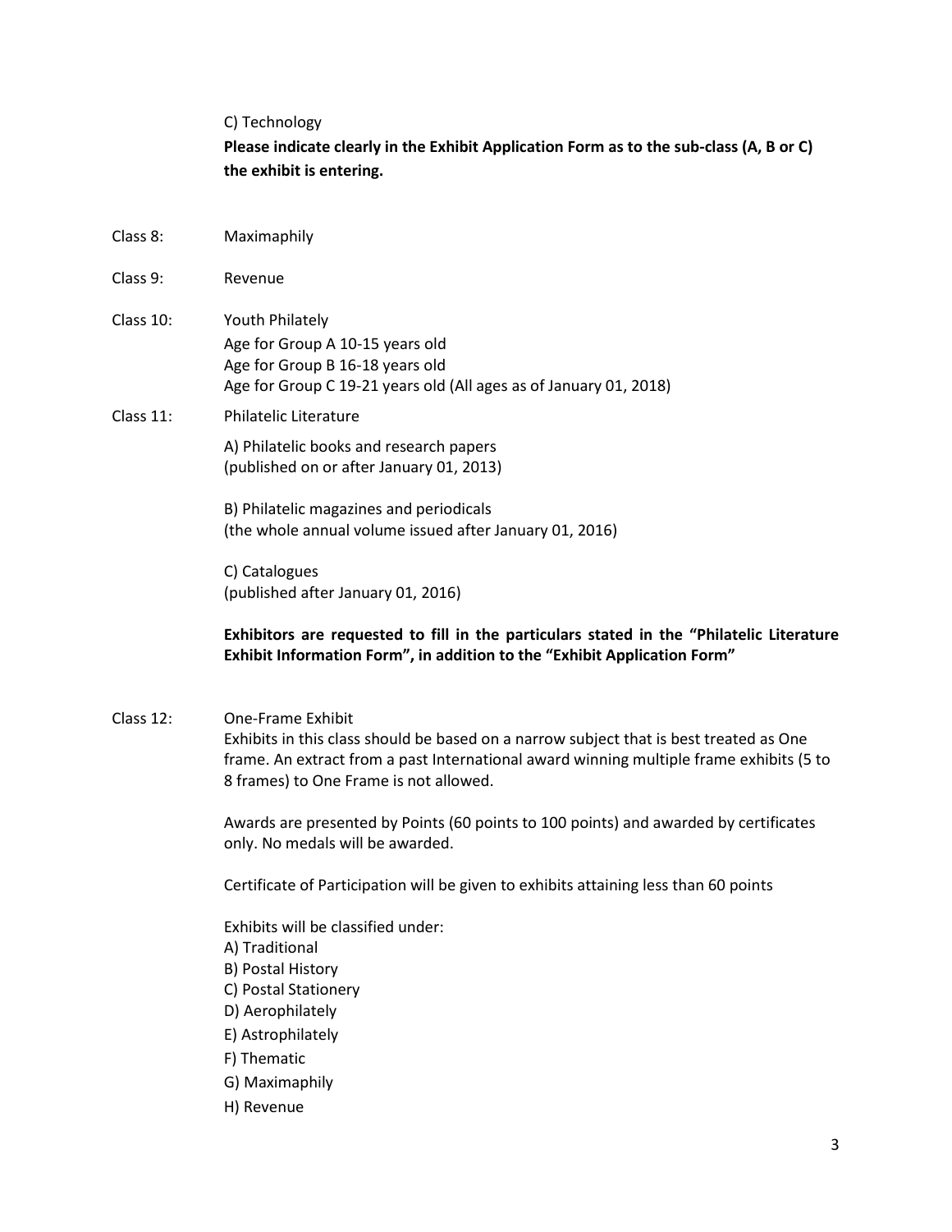C) Technology

**Please indicate clearly in the Exhibit Application Form as to the sub-class (A, B or C) the exhibit is entering.**

Class 8: Maximaphily

Class 9: Revenue

Class 10: Youth Philately
Age for Group A 10-15 years old
Age for Group B 16-18 years old
Age for Group C 19-21 years old (All ages as of January 01, 2018)

Class 11: Philatelic Literature

A) Philatelic books and research papers
(published on or after January 01, 2013)

B) Philatelic magazines and periodicals
(the whole annual volume issued after January 01, 2016)

C) Catalogues
(published after January 01, 2016)

**Exhibitors are requested to fill in the particulars stated in the "Philatelic Literature Exhibit Information Form", in addition to the "Exhibit Application Form"**

Class 12: One-Frame Exhibit
Exhibits in this class should be based on a narrow subject that is best treated as One frame. An extract from a past International award winning multiple frame exhibits (5 to 8 frames) to One Frame is not allowed.

Awards are presented by Points (60 points to 100 points) and awarded by certificates only. No medals will be awarded.

Certificate of Participation will be given to exhibits attaining less than 60 points

Exhibits will be classified under:
A) Traditional
B) Postal History
C) Postal Stationery
D) Aerophilately
E) Astrophilately
F) Thematic
G) Maximaphily
H) Revenue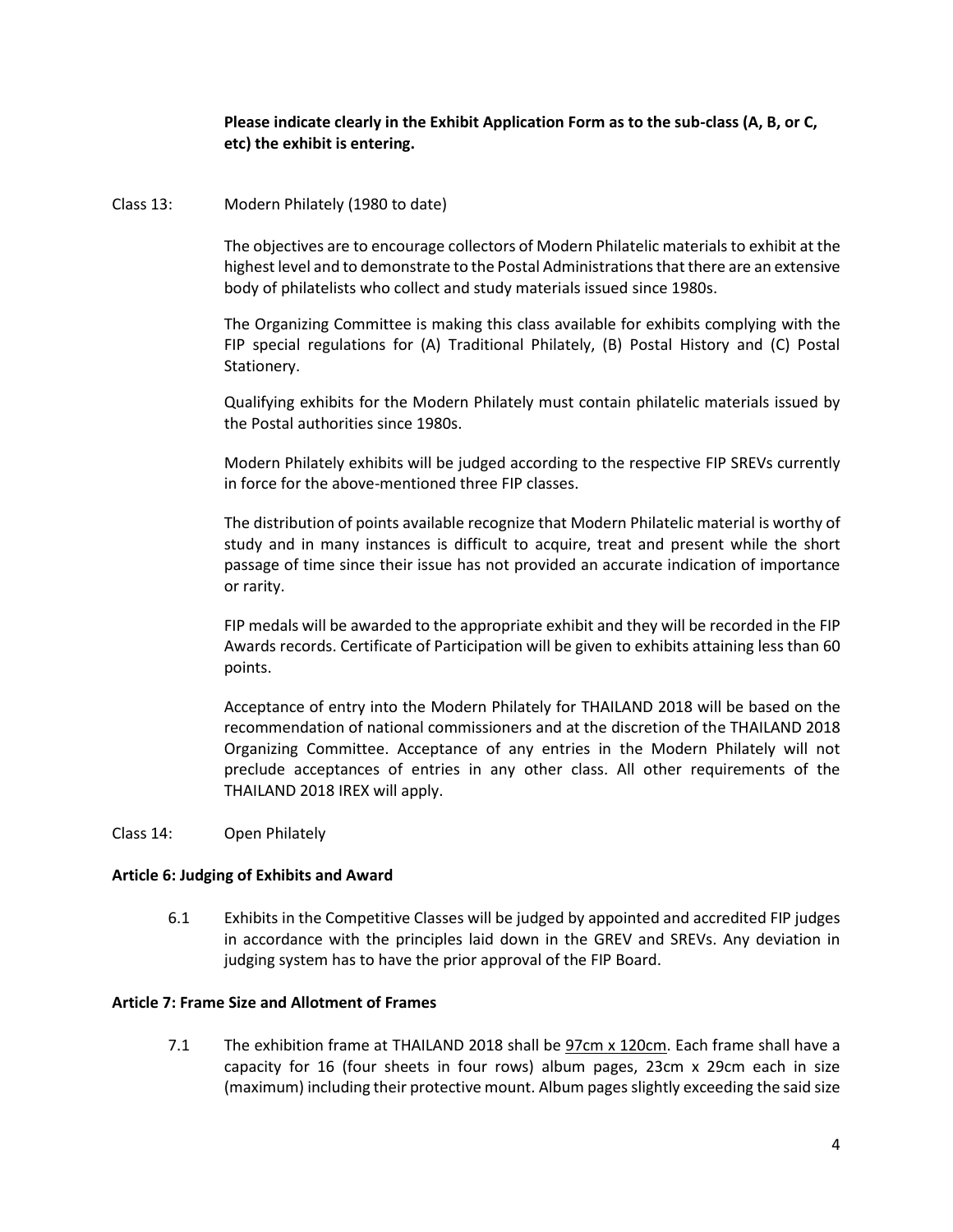**Please indicate clearly in the Exhibit Application Form as to the sub-class (A, B, or C, etc) the exhibit is entering.**

Class 13: Modern Philately (1980 to date)

The objectives are to encourage collectors of Modern Philatelic materials to exhibit at the highest level and to demonstrate to the Postal Administrations that there are an extensive body of philatelists who collect and study materials issued since 1980s.

The Organizing Committee is making this class available for exhibits complying with the FIP special regulations for (A) Traditional Philately, (B) Postal History and (C) Postal Stationery.

Qualifying exhibits for the Modern Philately must contain philatelic materials issued by the Postal authorities since 1980s.

Modern Philately exhibits will be judged according to the respective FIP SREVs currently in force for the above-mentioned three FIP classes.

The distribution of points available recognize that Modern Philatelic material is worthy of study and in many instances is difficult to acquire, treat and present while the short passage of time since their issue has not provided an accurate indication of importance or rarity.

FIP medals will be awarded to the appropriate exhibit and they will be recorded in the FIP Awards records. Certificate of Participation will be given to exhibits attaining less than 60 points.

Acceptance of entry into the Modern Philately for THAILAND 2018 will be based on the recommendation of national commissioners and at the discretion of the THAILAND 2018 Organizing Committee. Acceptance of any entries in the Modern Philately will not preclude acceptances of entries in any other class. All other requirements of the THAILAND 2018 IREX will apply.

Class 14: Open Philately

**Article 6: Judging of Exhibits and Award**

6.1 Exhibits in the Competitive Classes will be judged by appointed and accredited FIP judges in accordance with the principles laid down in the GREV and SREVs. Any deviation in judging system has to have the prior approval of the FIP Board.

**Article 7: Frame Size and Allotment of Frames**

7.1 The exhibition frame at THAILAND 2018 shall be 97cm x 120cm. Each frame shall have a capacity for 16 (four sheets in four rows) album pages, 23cm x 29cm each in size (maximum) including their protective mount. Album pages slightly exceeding the said size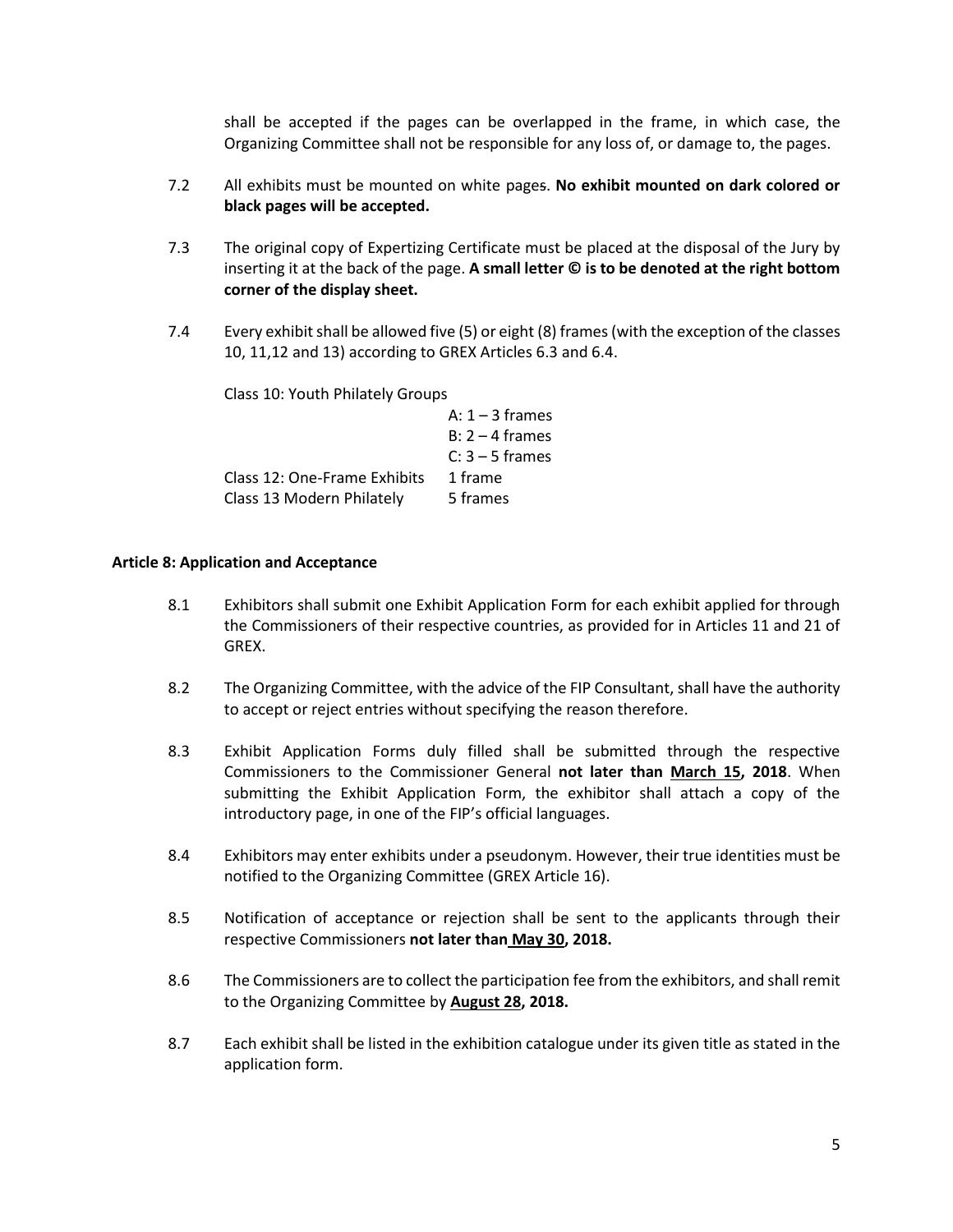shall be accepted if the pages can be overlapped in the frame, in which case, the Organizing Committee shall not be responsible for any loss of, or damage to, the pages.

7.2 All exhibits must be mounted on white pages. **No exhibit mounted on dark colored or black pages will be accepted.**

7.3 The original copy of Expertizing Certificate must be placed at the disposal of the Jury by inserting it at the back of the page. **A small letter © is to be denoted at the right bottom corner of the display sheet.**

7.4 Every exhibit shall be allowed five (5) or eight (8) frames (with the exception of the classes 10, 11,12 and 13) according to GREX Articles 6.3 and 6.4.

| | |
|---|---|
| Class 10: Youth Philately Groups | |
| | A: 1 – 3 frames |
| | B: 2 – 4 frames |
| | C: 3 – 5 frames |
| Class 12: One-Frame Exhibits | 1 frame |
| Class 13 Modern Philately | 5 frames |

**Article 8: Application and Acceptance**

8.1 Exhibitors shall submit one Exhibit Application Form for each exhibit applied for through the Commissioners of their respective countries, as provided for in Articles 11 and 21 of GREX.

8.2 The Organizing Committee, with the advice of the FIP Consultant, shall have the authority to accept or reject entries without specifying the reason therefore.

8.3 Exhibit Application Forms duly filled shall be submitted through the respective Commissioners to the Commissioner General **not later than <u>March 15</u>, 2018**. When submitting the Exhibit Application Form, the exhibitor shall attach a copy of the introductory page, in one of the FIP's official languages.

8.4 Exhibitors may enter exhibits under a pseudonym. However, their true identities must be notified to the Organizing Committee (GREX Article 16).

8.5 Notification of acceptance or rejection shall be sent to the applicants through their respective Commissioners **not later than <u>May 30</u>, 2018.**

8.6 The Commissioners are to collect the participation fee from the exhibitors, and shall remit to the Organizing Committee by **<u>August 28</u>, 2018.**

8.7 Each exhibit shall be listed in the exhibition catalogue under its given title as stated in the application form.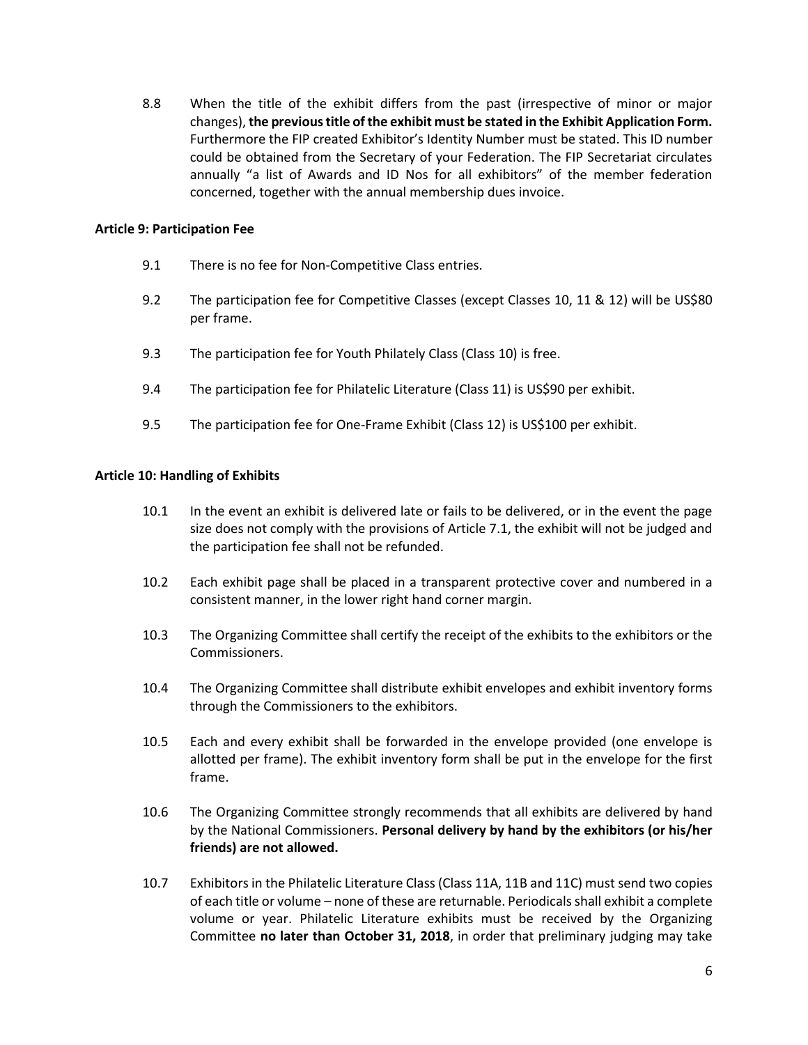8.8 When the title of the exhibit differs from the past (irrespective of minor or major changes), **the previous title of the exhibit must be stated in the Exhibit Application Form.** Furthermore the FIP created Exhibitor's Identity Number must be stated. This ID number could be obtained from the Secretary of your Federation. The FIP Secretariat circulates annually "a list of Awards and ID Nos for all exhibitors" of the member federation concerned, together with the annual membership dues invoice.

**Article 9: Participation Fee**

9.1 There is no fee for Non-Competitive Class entries.

9.2 The participation fee for Competitive Classes (except Classes 10, 11 & 12) will be US$80 per frame.

9.3 The participation fee for Youth Philately Class (Class 10) is free.

9.4 The participation fee for Philatelic Literature (Class 11) is US$90 per exhibit.

9.5 The participation fee for One-Frame Exhibit (Class 12) is US$100 per exhibit.

**Article 10: Handling of Exhibits**

10.1 In the event an exhibit is delivered late or fails to be delivered, or in the event the page size does not comply with the provisions of Article 7.1, the exhibit will not be judged and the participation fee shall not be refunded.

10.2 Each exhibit page shall be placed in a transparent protective cover and numbered in a consistent manner, in the lower right hand corner margin.

10.3 The Organizing Committee shall certify the receipt of the exhibits to the exhibitors or the Commissioners.

10.4 The Organizing Committee shall distribute exhibit envelopes and exhibit inventory forms through the Commissioners to the exhibitors.

10.5 Each and every exhibit shall be forwarded in the envelope provided (one envelope is allotted per frame). The exhibit inventory form shall be put in the envelope for the first frame.

10.6 The Organizing Committee strongly recommends that all exhibits are delivered by hand by the National Commissioners. **Personal delivery by hand by the exhibitors (or his/her friends) are not allowed.**

10.7 Exhibitors in the Philatelic Literature Class (Class 11A, 11B and 11C) must send two copies of each title or volume – none of these are returnable. Periodicals shall exhibit a complete volume or year. Philatelic Literature exhibits must be received by the Organizing Committee **no later than October 31, 2018**, in order that preliminary judging may take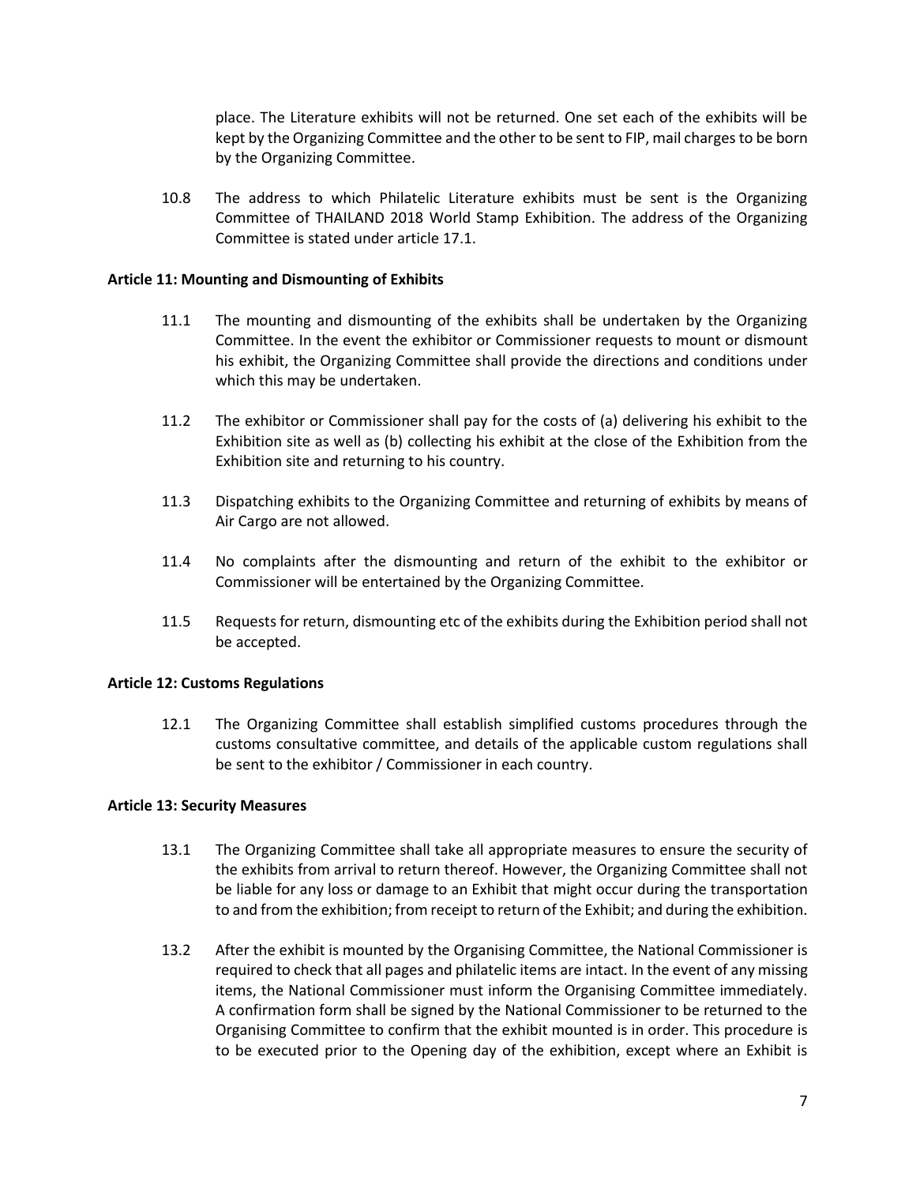place. The Literature exhibits will not be returned. One set each of the exhibits will be kept by the Organizing Committee and the other to be sent to FIP, mail charges to be born by the Organizing Committee.

10.8 The address to which Philatelic Literature exhibits must be sent is the Organizing Committee of THAILAND 2018 World Stamp Exhibition. The address of the Organizing Committee is stated under article 17.1.

**Article 11: Mounting and Dismounting of Exhibits**

11.1 The mounting and dismounting of the exhibits shall be undertaken by the Organizing Committee. In the event the exhibitor or Commissioner requests to mount or dismount his exhibit, the Organizing Committee shall provide the directions and conditions under which this may be undertaken.

11.2 The exhibitor or Commissioner shall pay for the costs of (a) delivering his exhibit to the Exhibition site as well as (b) collecting his exhibit at the close of the Exhibition from the Exhibition site and returning to his country.

11.3 Dispatching exhibits to the Organizing Committee and returning of exhibits by means of Air Cargo are not allowed.

11.4 No complaints after the dismounting and return of the exhibit to the exhibitor or Commissioner will be entertained by the Organizing Committee.

11.5 Requests for return, dismounting etc of the exhibits during the Exhibition period shall not be accepted.

**Article 12: Customs Regulations**

12.1 The Organizing Committee shall establish simplified customs procedures through the customs consultative committee, and details of the applicable custom regulations shall be sent to the exhibitor / Commissioner in each country.

**Article 13: Security Measures**

13.1 The Organizing Committee shall take all appropriate measures to ensure the security of the exhibits from arrival to return thereof. However, the Organizing Committee shall not be liable for any loss or damage to an Exhibit that might occur during the transportation to and from the exhibition; from receipt to return of the Exhibit; and during the exhibition.

13.2 After the exhibit is mounted by the Organising Committee, the National Commissioner is required to check that all pages and philatelic items are intact. In the event of any missing items, the National Commissioner must inform the Organising Committee immediately. A confirmation form shall be signed by the National Commissioner to be returned to the Organising Committee to confirm that the exhibit mounted is in order. This procedure is to be executed prior to the Opening day of the exhibition, except where an Exhibit is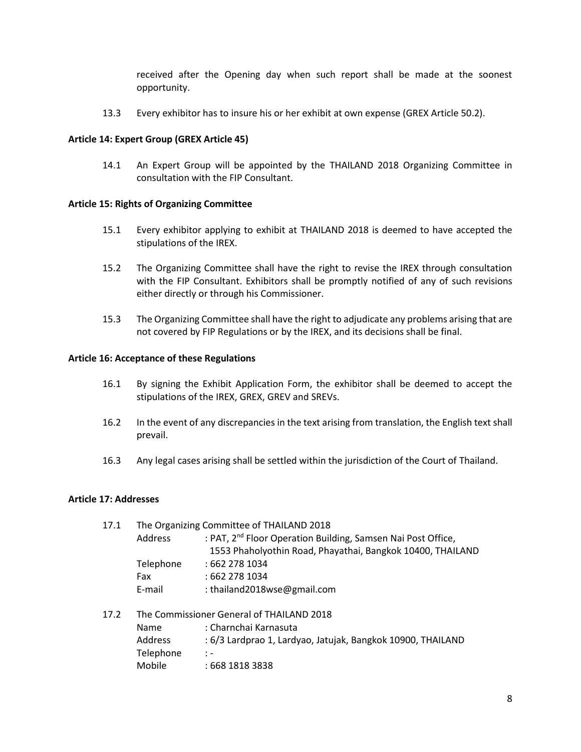received after the Opening day when such report shall be made at the soonest opportunity.

13.3 Every exhibitor has to insure his or her exhibit at own expense (GREX Article 50.2).

**Article 14: Expert Group (GREX Article 45)**

14.1 An Expert Group will be appointed by the THAILAND 2018 Organizing Committee in consultation with the FIP Consultant.

**Article 15: Rights of Organizing Committee**

15.1 Every exhibitor applying to exhibit at THAILAND 2018 is deemed to have accepted the stipulations of the IREX.

15.2 The Organizing Committee shall have the right to revise the IREX through consultation with the FIP Consultant. Exhibitors shall be promptly notified of any of such revisions either directly or through his Commissioner.

15.3 The Organizing Committee shall have the right to adjudicate any problems arising that are not covered by FIP Regulations or by the IREX, and its decisions shall be final.

**Article 16: Acceptance of these Regulations**

16.1 By signing the Exhibit Application Form, the exhibitor shall be deemed to accept the stipulations of the IREX, GREX, GREV and SREVs.

16.2 In the event of any discrepancies in the text arising from translation, the English text shall prevail.

16.3 Any legal cases arising shall be settled within the jurisdiction of the Court of Thailand.

**Article 17: Addresses**

17.1 The Organizing Committee of THAILAND 2018

Address : PAT, 2nd Floor Operation Building, Samsen Nai Post Office,
1553 Phaholyothin Road, Phayathai, Bangkok 10400, THAILAND
Telephone : 662 278 1034
Fax : 662 278 1034
E-mail : thailand2018wse@gmail.com

17.2 The Commissioner General of THAILAND 2018

Name : Charnchai Karnasuta
Address : 6/3 Lardprao 1, Lardyao, Jatujak, Bangkok 10900, THAILAND
Telephone : -
Mobile : 668 1818 3838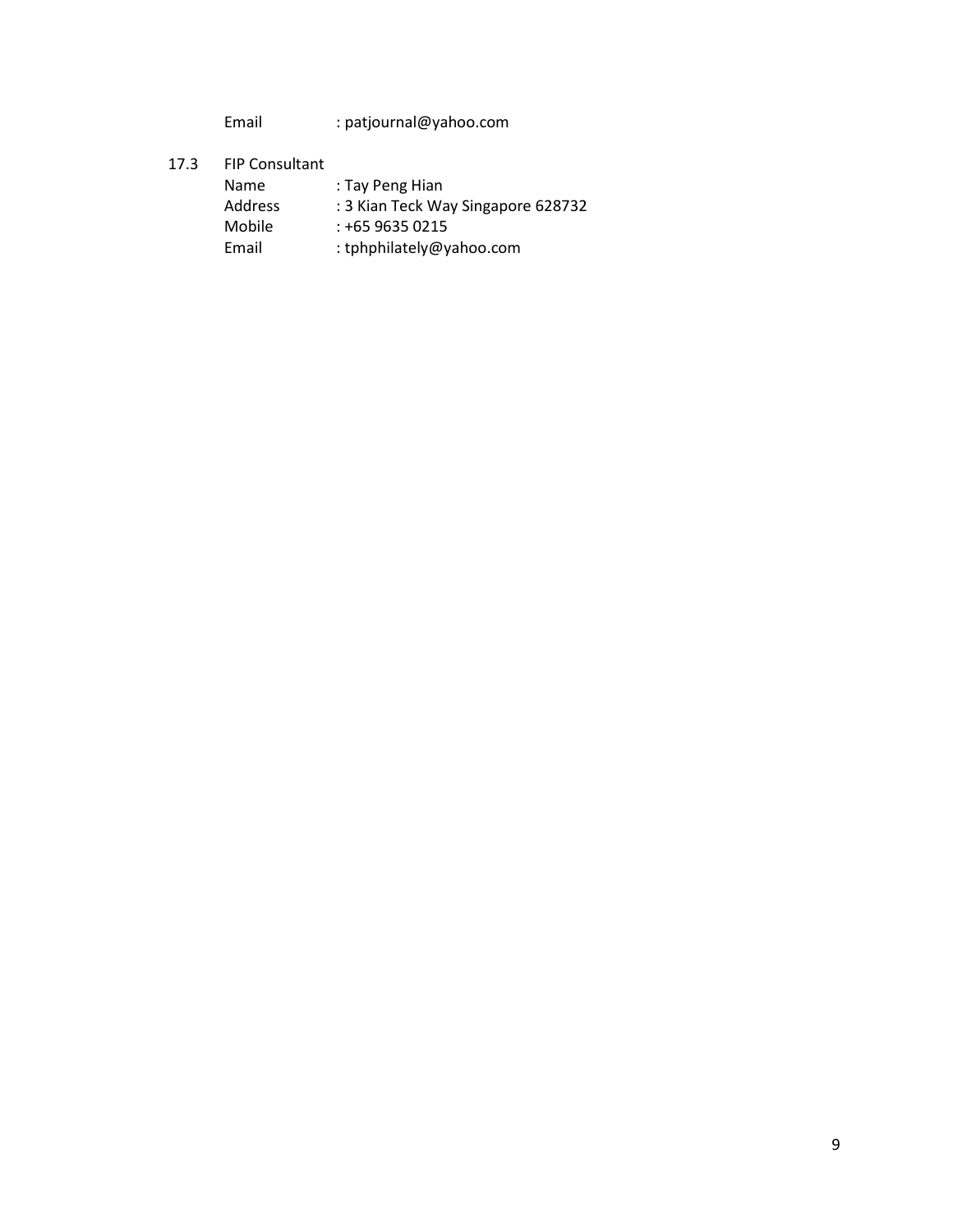Email : patjournal@yahoo.com

17.3 FIP Consultant

Name : Tay Peng Hian

Address : 3 Kian Teck Way Singapore 628732

Mobile : +65 9635 0215

Email : tphphilately@yahoo.com